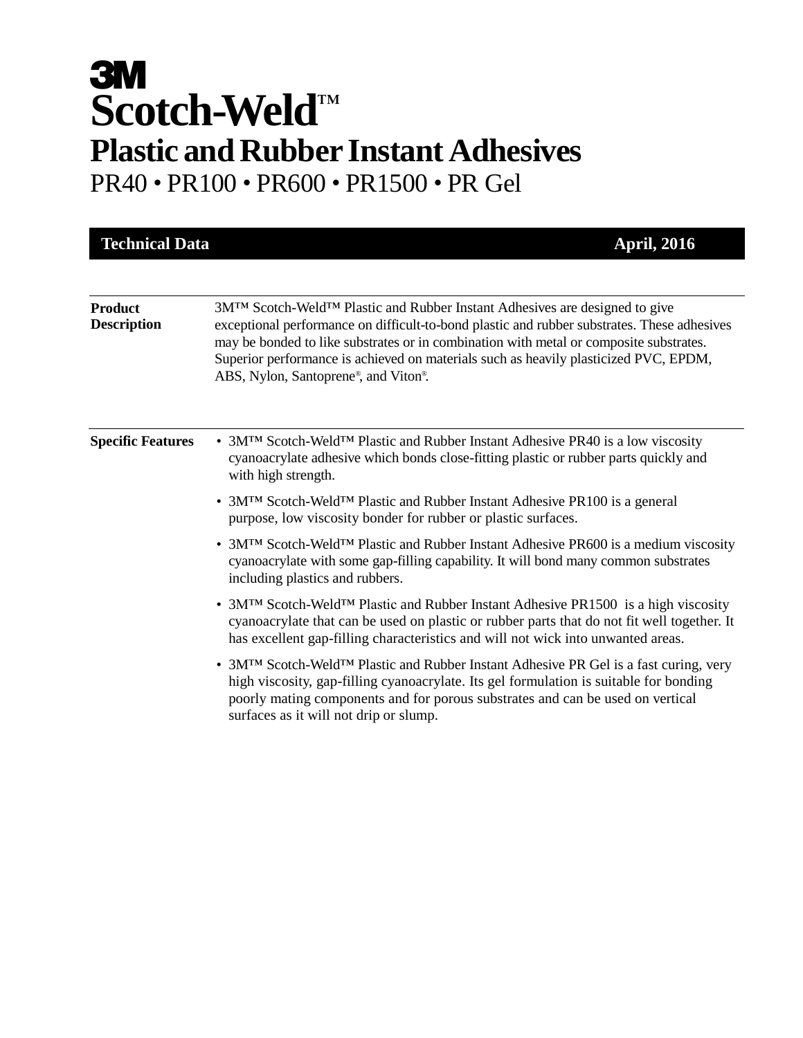# 3M

# Scotch-Weld™

## Plastic and Rubber Instant Adhesives

PR40 • PR100 • PR600 • PR1500 • PR Gel

**Technical Data** **April, 2016**

---

**Product Description**

3M™ Scotch-Weld™ Plastic and Rubber Instant Adhesives are designed to give exceptional performance on difficult-to-bond plastic and rubber substrates. These adhesives may be bonded to like substrates or in combination with metal or composite substrates. Superior performance is achieved on materials such as heavily plasticized PVC, EPDM, ABS, Nylon, Santoprene®, and Viton®.

---

**Specific Features**

- 3M™ Scotch-Weld™ Plastic and Rubber Instant Adhesive PR40 is a low viscosity cyanoacrylate adhesive which bonds close-fitting plastic or rubber parts quickly and with high strength.
- 3M™ Scotch-Weld™ Plastic and Rubber Instant Adhesive PR100 is a general purpose, low viscosity bonder for rubber or plastic surfaces.
- 3M™ Scotch-Weld™ Plastic and Rubber Instant Adhesive PR600 is a medium viscosity cyanoacrylate with some gap-filling capability. It will bond many common substrates including plastics and rubbers.
- 3M™ Scotch-Weld™ Plastic and Rubber Instant Adhesive PR1500 is a high viscosity cyanoacrylate that can be used on plastic or rubber parts that do not fit well together. It has excellent gap-filling characteristics and will not wick into unwanted areas.
- 3M™ Scotch-Weld™ Plastic and Rubber Instant Adhesive PR Gel is a fast curing, very high viscosity, gap-filling cyanoacrylate. Its gel formulation is suitable for bonding poorly mating components and for porous substrates and can be used on vertical surfaces as it will not drip or slump.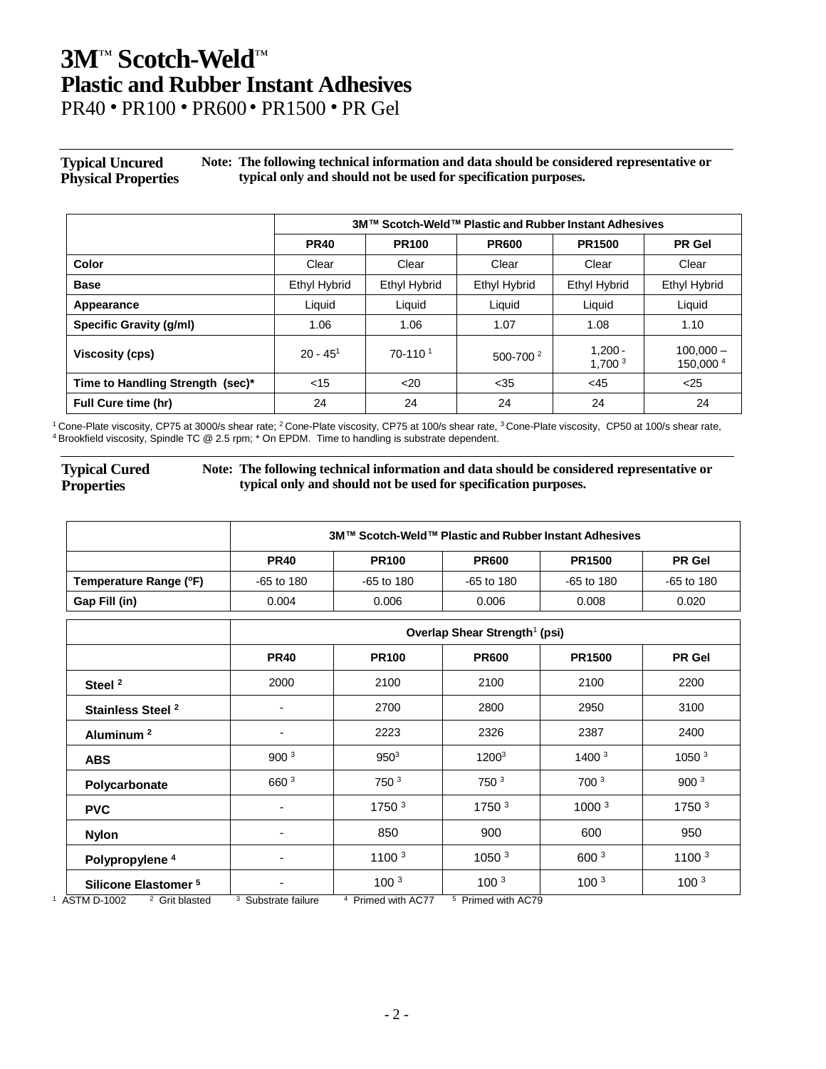# 3M™ Scotch-Weld™
## Plastic and Rubber Instant Adhesives
PR40 • PR100 • PR600 • PR1500 • PR Gel

**Typical Uncured Physical Properties**

**Note: The following technical information and data should be considered representative or typical only and should not be used for specification purposes.**

| | 3M™ Scotch-Weld™ Plastic and Rubber Instant Adhesives | | | | |
|---|---|---|---|---|---|
| | **PR40** | **PR100** | **PR600** | **PR1500** | **PR Gel** |
| **Color** | Clear | Clear | Clear | Clear | Clear |
| **Base** | Ethyl Hybrid | Ethyl Hybrid | Ethyl Hybrid | Ethyl Hybrid | Ethyl Hybrid |
| **Appearance** | Liquid | Liquid | Liquid | Liquid | Liquid |
| **Specific Gravity (g/ml)** | 1.06 | 1.06 | 1.07 | 1.08 | 1.10 |
| **Viscosity (cps)** | 20 - 45[1] | 70-110 [1] | 500-700 [2] | 1,200 - 1,700 [3] | 100,000 – 150,000 [4] |
| **Time to Handling Strength (sec)*** | <15 | <20 | <35 | <45 | <25 |
| **Full Cure time (hr)** | 24 | 24 | 24 | 24 | 24 |

[1] Cone-Plate viscosity, CP75 at 3000/s shear rate; [2] Cone-Plate viscosity, CP75 at 100/s shear rate, [3] Cone-Plate viscosity, CP50 at 100/s shear rate, [4] Brookfield viscosity, Spindle TC @ 2.5 rpm; * On EPDM. Time to handling is substrate dependent.

**Typical Cured Properties**

**Note: The following technical information and data should be considered representative or typical only and should not be used for specification purposes.**

| | 3M™ Scotch-Weld™ Plastic and Rubber Instant Adhesives | | | | |
|---|---|---|---|---|---|
| | **PR40** | **PR100** | **PR600** | **PR1500** | **PR Gel** |
| **Temperature Range (ºF)** | -65 to 180 | -65 to 180 | -65 to 180 | -65 to 180 | -65 to 180 |
| **Gap Fill (in)** | 0.004 | 0.006 | 0.006 | 0.008 | 0.020 |

| | Overlap Shear Strength[1] (psi) | | | | |
|---|---|---|---|---|---|
| | **PR40** | **PR100** | **PR600** | **PR1500** | **PR Gel** |
| **Steel [2]** | 2000 | 2100 | 2100 | 2100 | 2200 |
| **Stainless Steel [2]** | - | 2700 | 2800 | 2950 | 3100 |
| **Aluminum [2]** | - | 2223 | 2326 | 2387 | 2400 |
| **ABS** | 900 [3] | 950[3] | 1200[3] | 1400 [3] | 1050 [3] |
| **Polycarbonate** | 660 [3] | 750 [3] | 750 [3] | 700 [3] | 900 [3] |
| **PVC** | - | 1750 [3] | 1750 [3] | 1000 [3] | 1750 [3] |
| **Nylon** | - | 850 | 900 | 600 | 950 |
| **Polypropylene [4]** | - | 1100 [3] | 1050 [3] | 600 [3] | 1100 [3] |
| **Silicone Elastomer [5]** | - | 100 [3] | 100 [3] | 100 [3] | 100 [3] |

[1] ASTM D-1002 [2] Grit blasted [3] Substrate failure [4] Primed with AC77 [5] Primed with AC79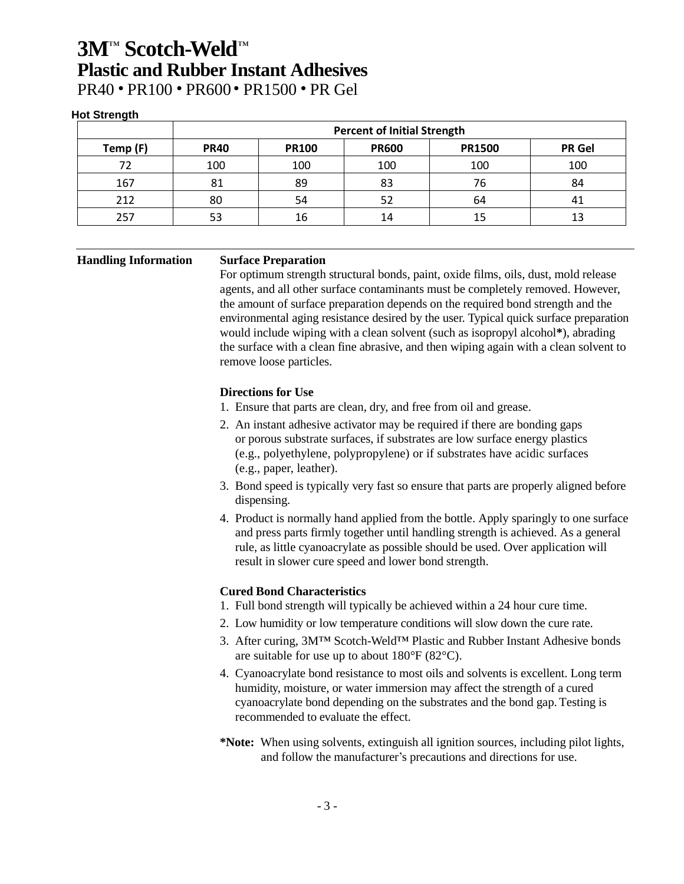# 3M™ Scotch-Weld™
## Plastic and Rubber Instant Adhesives
PR40 • PR100 • PR600 • PR1500 • PR Gel

**Hot Strength**

| | Percent of Initial Strength | | | | |
|---|---|---|---|---|---|
| **Temp (F)** | **PR40** | **PR100** | **PR600** | **PR1500** | **PR Gel** |
| 72 | 100 | 100 | 100 | 100 | 100 |
| 167 | 81 | 89 | 83 | 76 | 84 |
| 212 | 80 | 54 | 52 | 64 | 41 |
| 257 | 53 | 16 | 14 | 15 | 13 |

---

**Handling Information**

**Surface Preparation**

For optimum strength structural bonds, paint, oxide films, oils, dust, mold release agents, and all other surface contaminants must be completely removed. However, the amount of surface preparation depends on the required bond strength and the environmental aging resistance desired by the user. Typical quick surface preparation would include wiping with a clean solvent (such as isopropyl alcohol**\***), abrading the surface with a clean fine abrasive, and then wiping again with a clean solvent to remove loose particles.

**Directions for Use**

1. Ensure that parts are clean, dry, and free from oil and grease.
2. An instant adhesive activator may be required if there are bonding gaps or porous substrate surfaces, if substrates are low surface energy plastics (e.g., polyethylene, polypropylene) or if substrates have acidic surfaces (e.g., paper, leather).
3. Bond speed is typically very fast so ensure that parts are properly aligned before dispensing.
4. Product is normally hand applied from the bottle. Apply sparingly to one surface and press parts firmly together until handling strength is achieved. As a general rule, as little cyanoacrylate as possible should be used. Over application will result in slower cure speed and lower bond strength.

**Cured Bond Characteristics**

1. Full bond strength will typically be achieved within a 24 hour cure time.
2. Low humidity or low temperature conditions will slow down the cure rate.
3. After curing, 3M™ Scotch-Weld™ Plastic and Rubber Instant Adhesive bonds are suitable for use up to about 180°F (82°C).
4. Cyanoacrylate bond resistance to most oils and solvents is excellent. Long term humidity, moisture, or water immersion may affect the strength of a cured cyanoacrylate bond depending on the substrates and the bond gap. Testing is recommended to evaluate the effect.

**\*Note:** When using solvents, extinguish all ignition sources, including pilot lights, and follow the manufacturer's precautions and directions for use.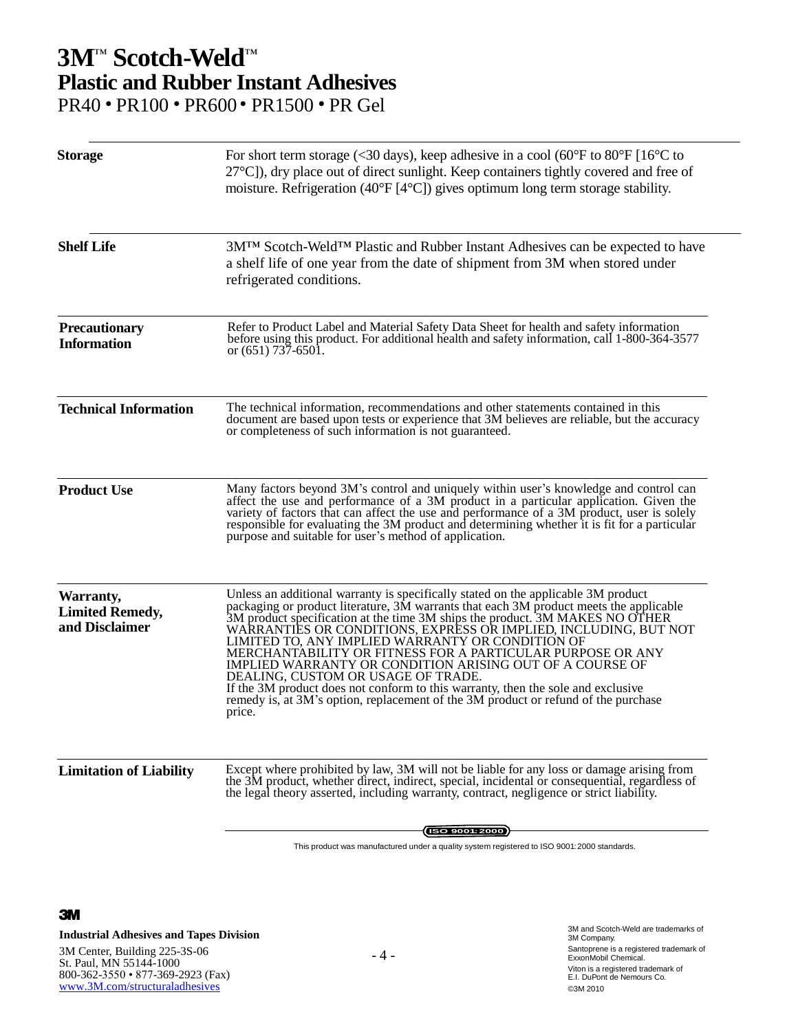# 3M™ Scotch-Weld™
## Plastic and Rubber Instant Adhesives
PR40 • PR100 • PR600 • PR1500 • PR Gel

**Storage**

For short term storage (<30 days), keep adhesive in a cool (60°F to 80°F [16°C to 27°C]), dry place out of direct sunlight. Keep containers tightly covered and free of moisture. Refrigeration (40°F [4°C]) gives optimum long term storage stability.

**Shelf Life**

3M™ Scotch-Weld™ Plastic and Rubber Instant Adhesives can be expected to have a shelf life of one year from the date of shipment from 3M when stored under refrigerated conditions.

**Precautionary Information**

Refer to Product Label and Material Safety Data Sheet for health and safety information before using this product. For additional health and safety information, call 1-800-364-3577 or (651) 737-6501.

**Technical Information**

The technical information, recommendations and other statements contained in this document are based upon tests or experience that 3M believes are reliable, but the accuracy or completeness of such information is not guaranteed.

**Product Use**

Many factors beyond 3M's control and uniquely within user's knowledge and control can affect the use and performance of a 3M product in a particular application. Given the variety of factors that can affect the use and performance of a 3M product, user is solely responsible for evaluating the 3M product and determining whether it is fit for a particular purpose and suitable for user's method of application.

**Warranty, Limited Remedy, and Disclaimer**

Unless an additional warranty is specifically stated on the applicable 3M product packaging or product literature, 3M warrants that each 3M product meets the applicable 3M product specification at the time 3M ships the product. 3M MAKES NO OTHER WARRANTIES OR CONDITIONS, EXPRESS OR IMPLIED, INCLUDING, BUT NOT LIMITED TO, ANY IMPLIED WARRANTY OR CONDITION OF MERCHANTABILITY OR FITNESS FOR A PARTICULAR PURPOSE OR ANY IMPLIED WARRANTY OR CONDITION ARISING OUT OF A COURSE OF DEALING, CUSTOM OR USAGE OF TRADE.
If the 3M product does not conform to this warranty, then the sole and exclusive remedy is, at 3M's option, replacement of the 3M product or refund of the purchase price.

**Limitation of Liability**

Except where prohibited by law, 3M will not be liable for any loss or damage arising from the 3M product, whether direct, indirect, special, incidental or consequential, regardless of the legal theory asserted, including warranty, contract, negligence or strict liability.

ISO 9001:2000

This product was manufactured under a quality system registered to ISO 9001:2000 standards.

3M

**Industrial Adhesives and Tapes Division**

3M Center, Building 225-3S-06
St. Paul, MN 55144-1000
800-362-3550 • 877-369-2923 (Fax)
www.3M.com/structuraladhesives

3M and Scotch-Weld are trademarks of 3M Company.
Santoprene is a registered trademark of ExxonMobil Chemical.
Viton is a registered trademark of E.I. DuPont de Nemours Co.
©3M 2010